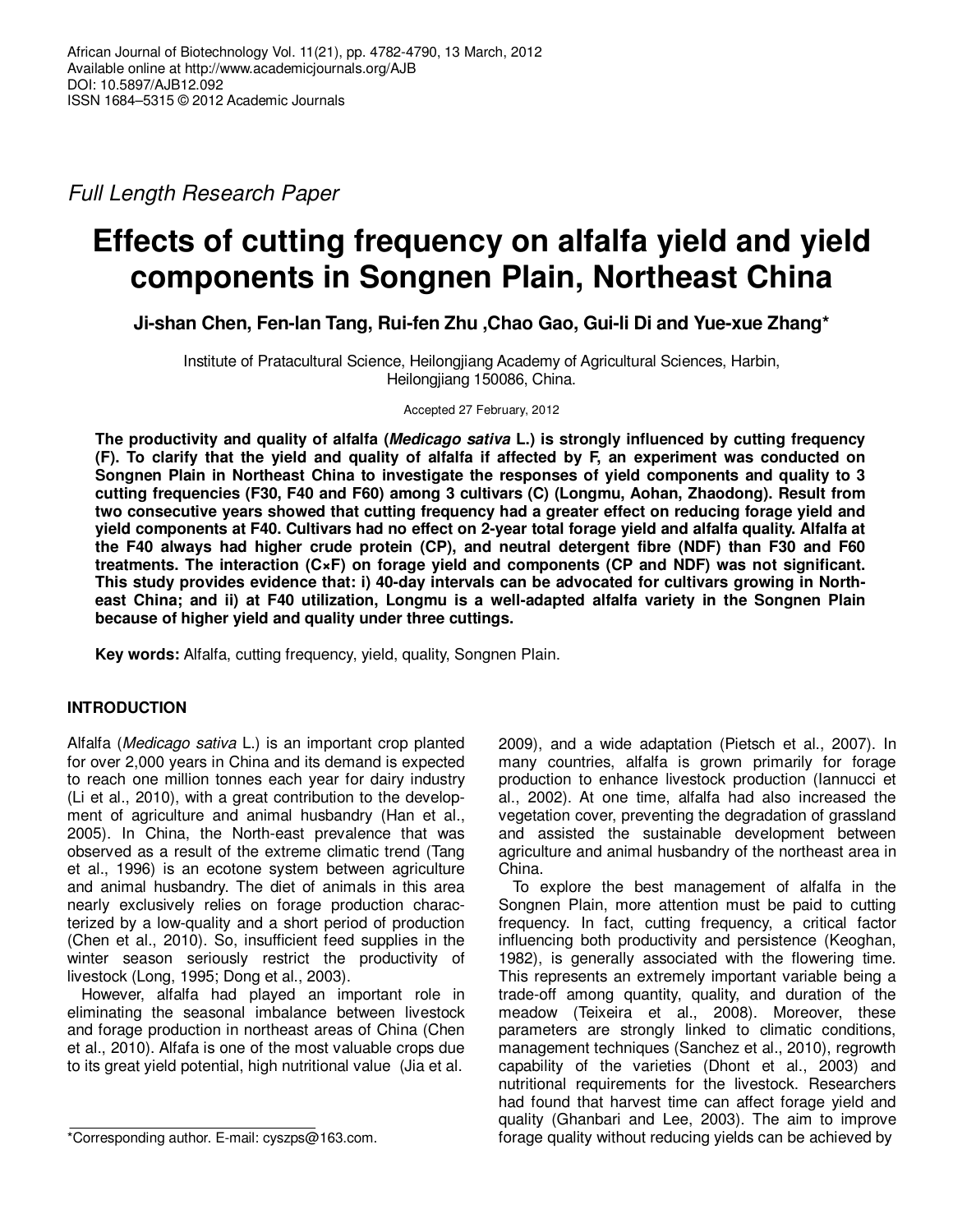African Journal of Biotechnology Vol. 11(21), pp. 4782-4790, 13 March, 2012
Available online at http://www.academicjournals.org/AJB
DOI: 10.5897/AJB12.092
ISSN 1684–5315 © 2012 Academic Journals

*Full Length Research Paper*

# Effects of cutting frequency on alfalfa yield and yield components in Songnen Plain, Northeast China

**Ji-shan Chen, Fen-lan Tang, Rui-fen Zhu ,Chao Gao, Gui-li Di and Yue-xue Zhang***

Institute of Pratacultural Science, Heilongjiang Academy of Agricultural Sciences, Harbin, Heilongjiang 150086, China.

Accepted 27 February, 2012

**The productivity and quality of alfalfa (*Medicago sativa* L.) is strongly influenced by cutting frequency (F). To clarify that the yield and quality of alfalfa if affected by F, an experiment was conducted on Songnen Plain in Northeast China to investigate the responses of yield components and quality to 3 cutting frequencies (F30, F40 and F60) among 3 cultivars (C) (Longmu, Aohan, Zhaodong). Result from two consecutive years showed that cutting frequency had a greater effect on reducing forage yield and yield components at F40. Cultivars had no effect on 2-year total forage yield and alfalfa quality. Alfalfa at the F40 always had higher crude protein (CP), and neutral detergent fibre (NDF) than F30 and F60 treatments. The interaction (C×F) on forage yield and components (CP and NDF) was not significant. This study provides evidence that: i) 40-day intervals can be advocated for cultivars growing in North-east China; and ii) at F40 utilization, Longmu is a well-adapted alfalfa variety in the Songnen Plain because of higher yield and quality under three cuttings.**

**Key words:** Alfalfa, cutting frequency, yield, quality, Songnen Plain.

## INTRODUCTION

Alfalfa (*Medicago sativa* L.) is an important crop planted for over 2,000 years in China and its demand is expected to reach one million tonnes each year for dairy industry (Li et al., 2010), with a great contribution to the development of agriculture and animal husbandry (Han et al., 2005). In China, the North-east prevalence that was observed as a result of the extreme climatic trend (Tang et al., 1996) is an ecotone system between agriculture and animal husbandry. The diet of animals in this area nearly exclusively relies on forage production characterized by a low-quality and a short period of production (Chen et al., 2010). So, insufficient feed supplies in the winter season seriously restrict the productivity of livestock (Long, 1995; Dong et al., 2003).

However, alfalfa had played an important role in eliminating the seasonal imbalance between livestock and forage production in northeast areas of China (Chen et al., 2010). Alfafa is one of the most valuable crops due to its great yield potential, high nutritional value (Jia et al. 2009), and a wide adaptation (Pietsch et al., 2007). In many countries, alfalfa is grown primarily for forage production to enhance livestock production (Iannucci et al., 2002). At one time, alfalfa had also increased the vegetation cover, preventing the degradation of grassland and assisted the sustainable development between agriculture and animal husbandry of the northeast area in China.

To explore the best management of alfalfa in the Songnen Plain, more attention must be paid to cutting frequency. In fact, cutting frequency, a critical factor influencing both productivity and persistence (Keoghan, 1982), is generally associated with the flowering time. This represents an extremely important variable being a trade-off among quantity, quality, and duration of the meadow (Teixeira et al., 2008). Moreover, these parameters are strongly linked to climatic conditions, management techniques (Sanchez et al., 2010), regrowth capability of the varieties (Dhont et al., 2003) and nutritional requirements for the livestock. Researchers had found that harvest time can affect forage yield and quality (Ghanbari and Lee, 2003). The aim to improve forage quality without reducing yields can be achieved by

*Corresponding author. E-mail: cyszps@163.com.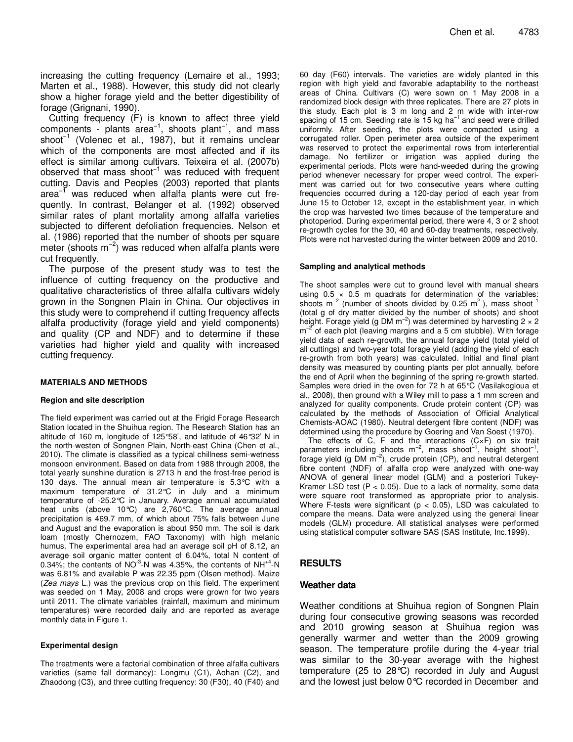increasing the cutting frequency (Lemaire et al., 1993; Marten et al., 1988). However, this study did not clearly show a higher forage yield and the better digestibility of forage (Grignani, 1990).

Cutting frequency (F) is known to affect three yield components - plants area$^{-1}$, shoots plant$^{-1}$, and mass shoot$^{-1}$ (Volenec et al., 1987), but it remains unclear which of the components are most affected and if its effect is similar among cultivars. Teixeira et al. (2007b) observed that mass shoot$^{-1}$ was reduced with frequent cutting. Davis and Peoples (2003) reported that plants area$^{-1}$ was reduced when alfalfa plants were cut frequently. In contrast, Belanger et al. (1992) observed similar rates of plant mortality among alfalfa varieties subjected to different defoliation frequencies. Nelson et al. (1986) reported that the number of shoots per square meter (shoots m$^{-2}$) was reduced when alfalfa plants were cut frequently.

The purpose of the present study was to test the influence of cutting frequency on the productive and qualitative characteristics of three alfalfa cultivars widely grown in the Songnen Plain in China. Our objectives in this study were to comprehend if cutting frequency affects alfalfa productivity (forage yield and yield components) and quality (CP and NDF) and to determine if these varieties had higher yield and quality with increased cutting frequency.

## MATERIALS AND METHODS

### Region and site description

The field experiment was carried out at the Frigid Forage Research Station located in the Shuihua region. The Research Station has an altitude of 160 m, longitude of 125°58', and latitude of 46°32' N in the north-westen of Songnen Plain, North-east China (Chen et al., 2010). The climate is classified as a typical chillness semi-wetness monsoon environment. Based on data from 1988 through 2008, the total yearly sunshine duration is 2713 h and the frost-free period is 130 days. The annual mean air temperature is 5.3°C with a maximum temperature of 31.2°C in July and a minimum temperature of -25.2°C in January. Average annual accumulated heat units (above 10°C) are 2,760°C. The average annual precipitation is 469.7 mm, of which about 75% falls between June and August and the evaporation is about 950 mm. The soil is dark loam (mostly Chernozem, FAO Taxonomy) with high melanic humus. The experimental area had an average soil pH of 8.12, an average soil organic matter content of 6.04%, total N content of 0.34%; the contents of $NO^{-3}$-N was 4.35%, the contents of $NH^{+4}$-N was 6.81% and available P was 22.35 ppm (Olsen method). Maize (*Zea mays* L.) was the previous crop on this field. The experiment was seeded on 1 May, 2008 and crops were grown for two years until 2011. The climate variables (rainfall, maximum and minimum temperatures) were recorded daily and are reported as average monthly data in Figure 1.

### Experimental design

The treatments were a factorial combination of three alfalfa cultivars varieties (same fall dormancy): Longmu (C1), Aohan (C2), and Zhaodong (C3), and three cutting frequency: 30 (F30), 40 (F40) and 60 day (F60) intervals. The varieties are widely planted in this region with high yield and favorable adaptability to the northeast areas of China. Cultivars (C) were sown on 1 May 2008 in a randomized block design with three replicates. There are 27 plots in this study. Each plot is 3 m long and 2 m wide with inter-row spacing of 15 cm. Seeding rate is 15 kg ha$^{-1}$ and seed were drilled uniformly. After seeding, the plots were compacted using a corrugated roller. Open perimeter area outside of the experiment was reserved to protect the experimental rows from interferential damage. No fertilizer or irrigation was applied during the experimental periods. Plots were hand-weeded during the growing period whenever necessary for proper weed control. The experiment was carried out for two consecutive years where cutting frequencies occurred during a 120-day period of each year from June 15 to October 12, except in the establishment year, in which the crop was harvested two times because of the temperature and photoperiod. During experimental period, there were 4, 3 or 2 shoot re-growth cycles for the 30, 40 and 60-day treatments, respectively. Plots were not harvested during the winter between 2009 and 2010.

### Sampling and analytical methods

The shoot samples were cut to ground level with manual shears using 0.5 × 0.5 m quadrats for determination of the variables: shoots m$^{-2}$ (number of shoots divided by 0.25 m$^{2}$), mass shoot$^{-1}$ (total g of dry matter divided by the number of shoots) and shoot height. Forage yield (g DM m$^{-2}$) was determined by harvesting 2 × 2 m$^{-2}$ of each plot (leaving margins and a 5 cm stubble). With forage yield data of each re-growth, the annual forage yield (total yield of all cuttings) and two-year total forage yield (adding the yield of each re-growth from both years) was calculated. Initial and final plant density was measured by counting plants per plot annually, before the end of April when the beginning of the spring re-growth started. Samples were dried in the oven for 72 h at 65°C (Vasilakogloua et al., 2008), then ground with a Wiley mill to pass a 1 mm screen and analyzed for quality components. Crude protein content (CP) was calculated by the methods of Association of Official Analytical Chemists-AOAC (1980). Neutral detergent fibre content (NDF) was determined using the procedure by Goering and Van Soest (1970).

The effects of C, F and the interactions (C×F) on six trait parameters including shoots m$^{-2}$, mass shoot$^{-1}$, height shoot$^{-1}$, forage yield (g DM m$^{-2}$), crude protein (CP), and neutral detergent fibre content (NDF) of alfalfa crop were analyzed with one-way ANOVA of general linear model (GLM) and a posteriori Tukey-Kramer LSD test ($P < 0.05$). Due to a lack of normality, some data were square root transformed as appropriate prior to analysis. Where F-tests were significant ($p < 0.05$), LSD was calculated to compare the means. Data were analyzed using the general linear models (GLM) procedure. All statistical analyses were performed using statistical computer software SAS (SAS Institute, Inc.1999).

## RESULTS

### Weather data

Weather conditions at Shuihua region of Songnen Plain during four consecutive growing seasons was recorded and 2010 growing season at Shuihua region was generally warmer and wetter than the 2009 growing season. The temperature profile during the 4-year trial was similar to the 30-year average with the highest temperature (25 to 28°C) recorded in July and August and the lowest just below 0°C recorded in December and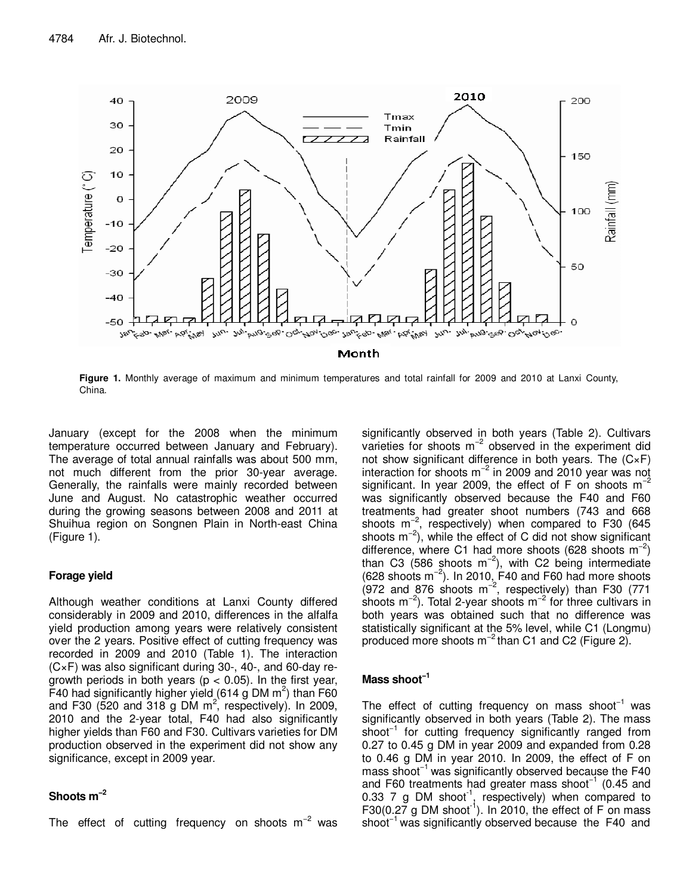**Figure 1.** Monthly average of maximum and minimum temperatures and total rainfall for 2009 and 2010 at Lanxi County, China.

January (except for the 2008 when the minimum temperature occurred between January and February). The average of total annual rainfalls was about 500 mm, not much different from the prior 30-year average. Generally, the rainfalls were mainly recorded between June and August. No catastrophic weather occurred during the growing seasons between 2008 and 2011 at Shuihua region on Songnen Plain in North-east China (Figure 1).

### Forage yield

Although weather conditions at Lanxi County differed considerably in 2009 and 2010, differences in the alfalfa yield production among years were relatively consistent over the 2 years. Positive effect of cutting frequency was recorded in 2009 and 2010 (Table 1). The interaction (C×F) was also significant during 30-, 40-, and 60-day re-growth periods in both years ($p < 0.05$). In the first year, F40 had significantly higher yield (614 g DM $m^2$) than F60 and F30 (520 and 318 g DM $m^2$, respectively). In 2009, 2010 and the 2-year total, F40 had also significantly higher yields than F60 and F30. Cultivars varieties for DM production observed in the experiment did not show any significance, except in 2009 year.

### Shoots $m^{-2}$

The effect of cutting frequency on shoots $m^{-2}$ was significantly observed in both years (Table 2). Cultivars varieties for shoots $m^{-2}$ observed in the experiment did not show significant difference in both years. The (C×F) interaction for shoots $m^{-2}$ in 2009 and 2010 year was not significant. In year 2009, the effect of F on shoots $m^{-2}$ was significantly observed because the F40 and F60 treatments had greater shoot numbers (743 and 668 shoots $m^{-2}$, respectively) when compared to F30 (645 shoots $m^{-2}$), while the effect of C did not show significant difference, where C1 had more shoots (628 shoots $m^{-2}$) than C3 (586 shoots $m^{-2}$), with C2 being intermediate (628 shoots $m^{-2}$). In 2010, F40 and F60 had more shoots (972 and 876 shoots $m^{-2}$, respectively) than F30 (771 shoots $m^{-2}$). Total 2-year shoots $m^{-2}$ for three cultivars in both years was obtained such that no difference was statistically significant at the 5% level, while C1 (Longmu) produced more shoots $m^{-2}$ than C1 and C2 (Figure 2).

### Mass shoot$^{-1}$

The effect of cutting frequency on mass shoot$^{-1}$ was significantly observed in both years (Table 2). The mass shoot$^{-1}$ for cutting frequency significantly ranged from 0.27 to 0.45 g DM in year 2009 and expanded from 0.28 to 0.46 g DM in year 2010. In 2009, the effect of F on mass shoot$^{-1}$ was significantly observed because the F40 and F60 treatments had greater mass shoot$^{-1}$ (0.45 and 0.33 7 g DM shoot$^{-1}$, respectively) when compared to F30(0.27 g DM shoot$^{-1}$). In 2010, the effect of F on mass shoot$^{-1}$ was significantly observed because the F40 and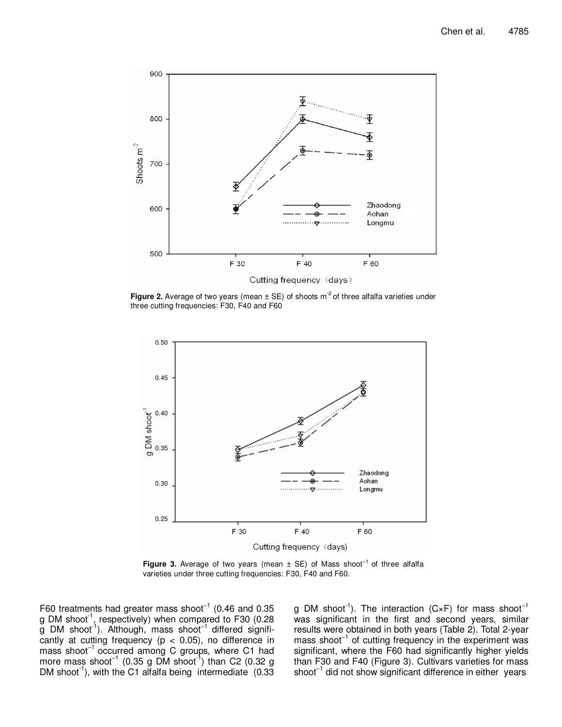**Figure 2.** Average of two years (mean ± SE) of shoots $m^{-2}$ of three alfalfa varieties under three cutting frequencies: F30, F40 and F60

**Figure 3.** Average of two years (mean ± SE) of Mass $shoot^{-1}$ of three alfalfa varieties under three cutting frequencies: F30, F40 and F60.

F60 treatments had greater mass $shoot^{-1}$ (0.46 and 0.35 g DM $shoot^{-1}$, respectively) when compared to F30 (0.28 g DM $shoot^{-1}$). Although, mass $shoot^{-1}$ differed significantly at cutting frequency ($p < 0.05$), no difference in mass $shoot^{-1}$ occurred among C groups, where C1 had more mass $shoot^{-1}$ (0.35 g DM $shoot^{-1}$) than C2 (0.32 g DM $shoot^{-1}$), with the C1 alfalfa being intermediate (0.33 g DM $shoot^{-1}$). The interaction (C×F) for mass $shoot^{-1}$ was significant in the first and second years, similar results were obtained in both years (Table 2). Total 2-year mass $shoot^{-1}$ of cutting frequency in the experiment was significant, where the F60 had significantly higher yields than F30 and F40 (Figure 3). Cultivars varieties for mass $shoot^{-1}$ did not show significant difference in either years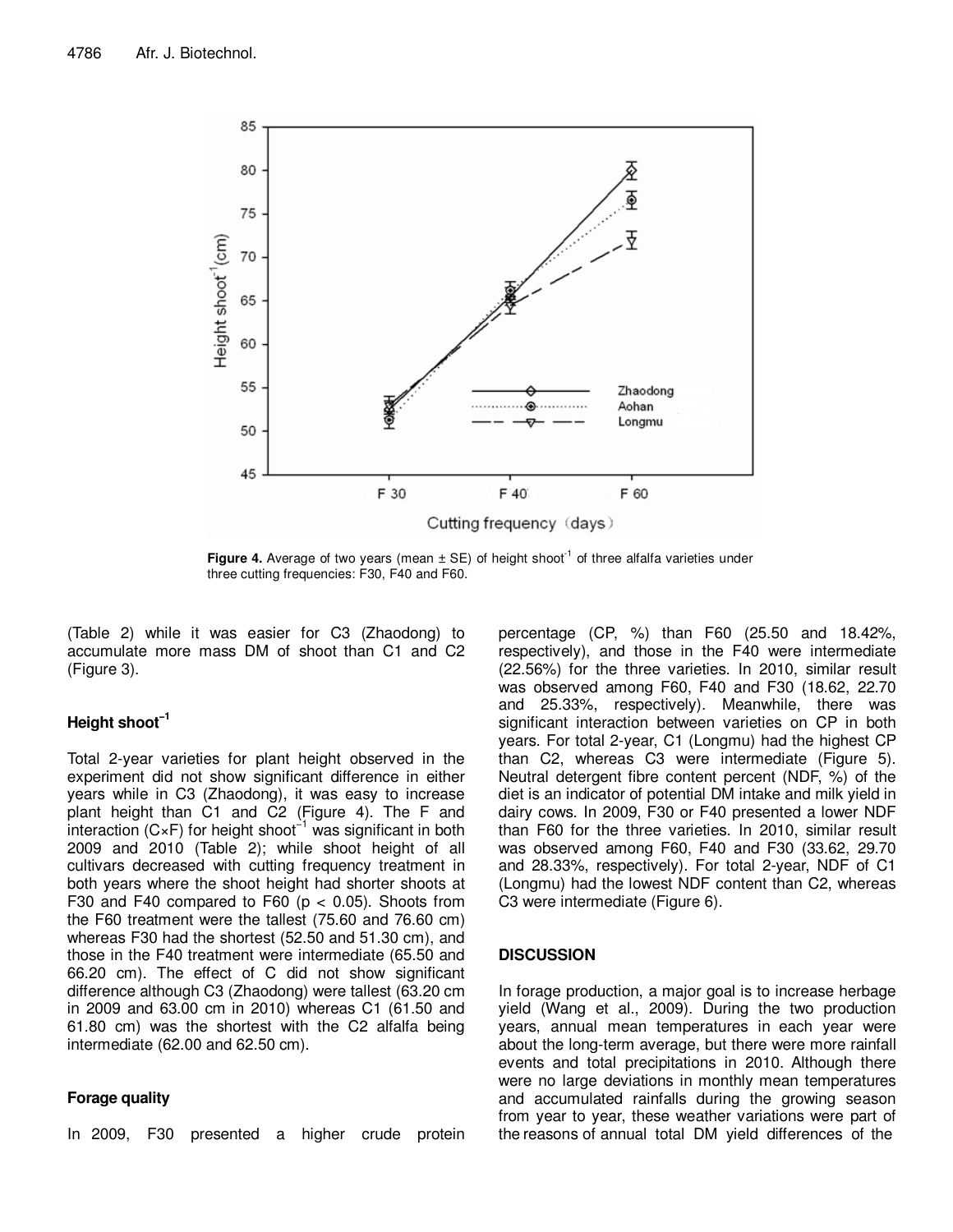**Figure 4.** Average of two years (mean ± SE) of height $shoot^{-1}$ of three alfalfa varieties under three cutting frequencies: F30, F40 and F60.

(Table 2) while it was easier for C3 (Zhaodong) to accumulate more mass DM of shoot than C1 and C2 (Figure 3).

### Height $shoot^{-1}$

Total 2-year varieties for plant height observed in the experiment did not show significant difference in either years while in C3 (Zhaodong), it was easy to increase plant height than C1 and C2 (Figure 4). The F and interaction (C×F) for height $shoot^{-1}$ was significant in both 2009 and 2010 (Table 2); while shoot height of all cultivars decreased with cutting frequency treatment in both years where the shoot height had shorter shoots at F30 and F40 compared to F60 ($p < 0.05$). Shoots from the F60 treatment were the tallest (75.60 and 76.60 cm) whereas F30 had the shortest (52.50 and 51.30 cm), and those in the F40 treatment were intermediate (65.50 and 66.20 cm). The effect of C did not show significant difference although C3 (Zhaodong) were tallest (63.20 cm in 2009 and 63.00 cm in 2010) whereas C1 (61.50 and 61.80 cm) was the shortest with the C2 alfalfa being intermediate (62.00 and 62.50 cm).

### Forage quality

In 2009, F30 presented a higher crude protein percentage (CP, %) than F60 (25.50 and 18.42%, respectively), and those in the F40 were intermediate (22.56%) for the three varieties. In 2010, similar result was observed among F60, F40 and F30 (18.62, 22.70 and 25.33%, respectively). Meanwhile, there was significant interaction between varieties on CP in both years. For total 2-year, C1 (Longmu) had the highest CP than C2, whereas C3 were intermediate (Figure 5). Neutral detergent fibre content percent (NDF, %) of the diet is an indicator of potential DM intake and milk yield in dairy cows. In 2009, F30 or F40 presented a lower NDF than F60 for the three varieties. In 2010, similar result was observed among F60, F40 and F30 (33.62, 29.70 and 28.33%, respectively). For total 2-year, NDF of C1 (Longmu) had the lowest NDF content than C2, whereas C3 were intermediate (Figure 6).

## DISCUSSION

In forage production, a major goal is to increase herbage yield (Wang et al., 2009). During the two production years, annual mean temperatures in each year were about the long-term average, but there were more rainfall events and total precipitations in 2010. Although there were no large deviations in monthly mean temperatures and accumulated rainfalls during the growing season from year to year, these weather variations were part of the reasons of annual total DM yield differences of the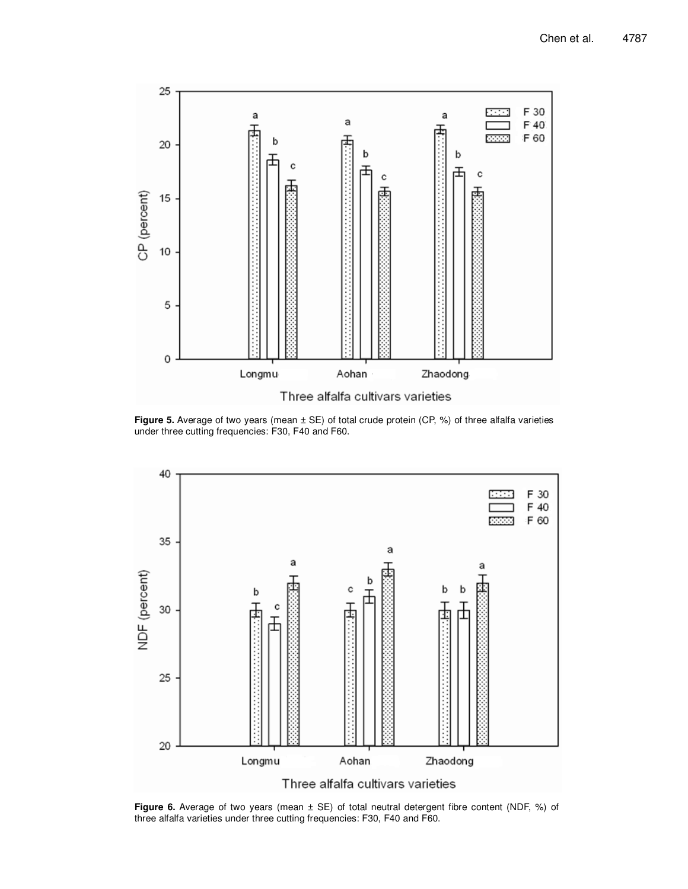**Figure 5.** Average of two years (mean ± SE) of total crude protein (CP, %) of three alfalfa varieties under three cutting frequencies: F30, F40 and F60.

**Figure 6.** Average of two years (mean ± SE) of total neutral detergent fibre content (NDF, %) of three alfalfa varieties under three cutting frequencies: F30, F40 and F60.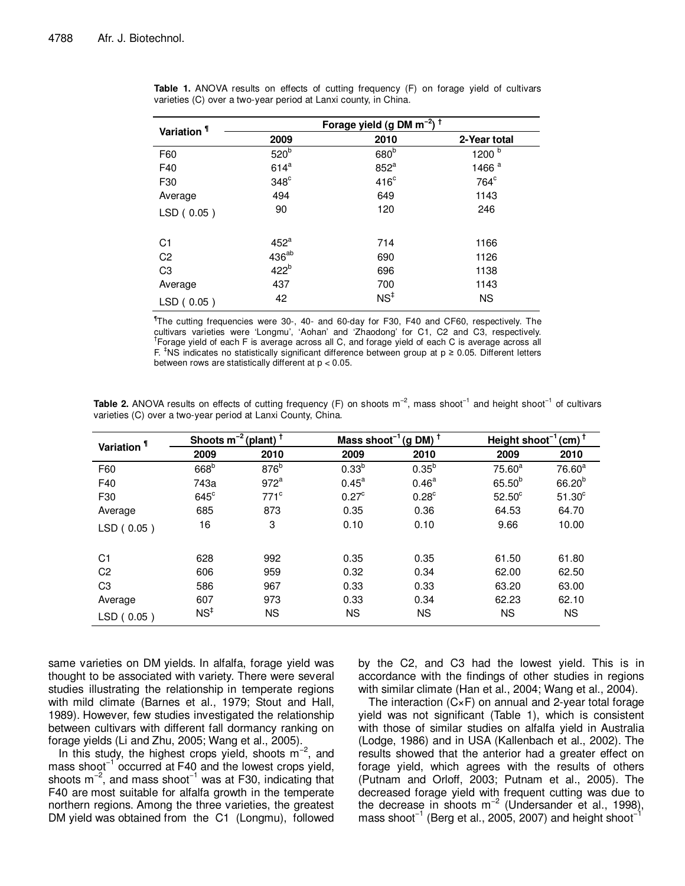**Table 1.** ANOVA results on effects of cutting frequency (F) on forage yield of cultivars varieties (C) over a two-year period at Lanxi county, in China.

| Variation ¶ | Forage yield (g DM $m^{-2}$) † | | |
|---|---|---|---|
| | 2009 | 2010 | 2-Year total |
| F60 | $520^{b}$ | $680^{b}$ | $1200^{b}$ |
| F40 | $614^{a}$ | $852^{a}$ | $1466^{a}$ |
| F30 | $348^{c}$ | $416^{c}$ | $764^{c}$ |
| Average | 494 | 649 | 1143 |
| LSD ( 0.05 ) | 90 | 120 | 246 |
| | | | |
| C1 | $452^{a}$ | 714 | 1166 |
| C2 | $436^{ab}$ | 690 | 1126 |
| C3 | $422^{b}$ | 696 | 1138 |
| Average | 437 | 700 | 1143 |
| LSD ( 0.05 ) | 42 | NS‡ | NS |

¶The cutting frequencies were 30-, 40- and 60-day for F30, F40 and CF60, respectively. The cultivars varieties were 'Longmu', 'Aohan' and 'Zhaodong' for C1, C2 and C3, respectively. †Forage yield of each F is average across all C, and forage yield of each C is average across all F. ‡NS indicates no statistically significant difference between group at $p \geq 0.05$. Different letters between rows are statistically different at $p < 0.05$.

**Table 2.** ANOVA results on effects of cutting frequency (F) on shoots $m^{-2}$, mass $shoot^{-1}$ and height $shoot^{-1}$ of cultivars varieties (C) over a two-year period at Lanxi County, China.

| Variation ¶ | Shoots $m^{-2}$ (plant) † | | Mass $shoot^{-1}$ (g DM) † | | Height $shoot^{-1}$ (cm) † | |
|---|---|---|---|---|---|---|
| | 2009 | 2010 | 2009 | 2010 | 2009 | 2010 |
| F60 | $668^{b}$ | $876^{b}$ | $0.33^{b}$ | $0.35^{b}$ | $75.60^{a}$ | $76.60^{a}$ |
| F40 | 743a | $972^{a}$ | $0.45^{a}$ | $0.46^{a}$ | $65.50^{b}$ | $66.20^{b}$ |
| F30 | $645^{c}$ | $771^{c}$ | $0.27^{c}$ | $0.28^{c}$ | $52.50^{c}$ | $51.30^{c}$ |
| Average | 685 | 873 | 0.35 | 0.36 | 64.53 | 64.70 |
| LSD ( 0.05 ) | 16 | 3 | 0.10 | 0.10 | 9.66 | 10.00 |
| | | | | | | |
| C1 | 628 | 992 | 0.35 | 0.35 | 61.50 | 61.80 |
| C2 | 606 | 959 | 0.32 | 0.34 | 62.00 | 62.50 |
| C3 | 586 | 967 | 0.33 | 0.33 | 63.20 | 63.00 |
| Average | 607 | 973 | 0.33 | 0.34 | 62.23 | 62.10 |
| LSD ( 0.05 ) | NS‡ | NS | NS | NS | NS | NS |

same varieties on DM yields. In alfalfa, forage yield was thought to be associated with variety. There were several studies illustrating the relationship in temperate regions with mild climate (Barnes et al., 1979; Stout and Hall, 1989). However, few studies investigated the relationship between cultivars with different fall dormancy ranking on forage yields (Li and Zhu, 2005; Wang et al., 2005).

In this study, the highest crops yield, shoots $m^{-2}$, and mass $shoot^{-1}$ occurred at F40 and the lowest crops yield, shoots $m^{-2}$, and mass $shoot^{-1}$ was at F30, indicating that F40 are most suitable for alfalfa growth in the temperate northern regions. Among the three varieties, the greatest DM yield was obtained from the C1 (Longmu), followed by the C2, and C3 had the lowest yield. This is in accordance with the findings of other studies in regions with similar climate (Han et al., 2004; Wang et al., 2004).

The interaction (C×F) on annual and 2-year total forage yield was not significant (Table 1), which is consistent with those of similar studies on alfalfa yield in Australia (Lodge, 1986) and in USA (Kallenbach et al., 2002). The results showed that the anterior had a greater effect on forage yield, which agrees with the results of others (Putnam and Orloff, 2003; Putnam et al., 2005). The decreased forage yield with frequent cutting was due to the decrease in shoots $m^{-2}$ (Undersander et al., 1998), mass $shoot^{-1}$ (Berg et al., 2005, 2007) and height $shoot^{-1}$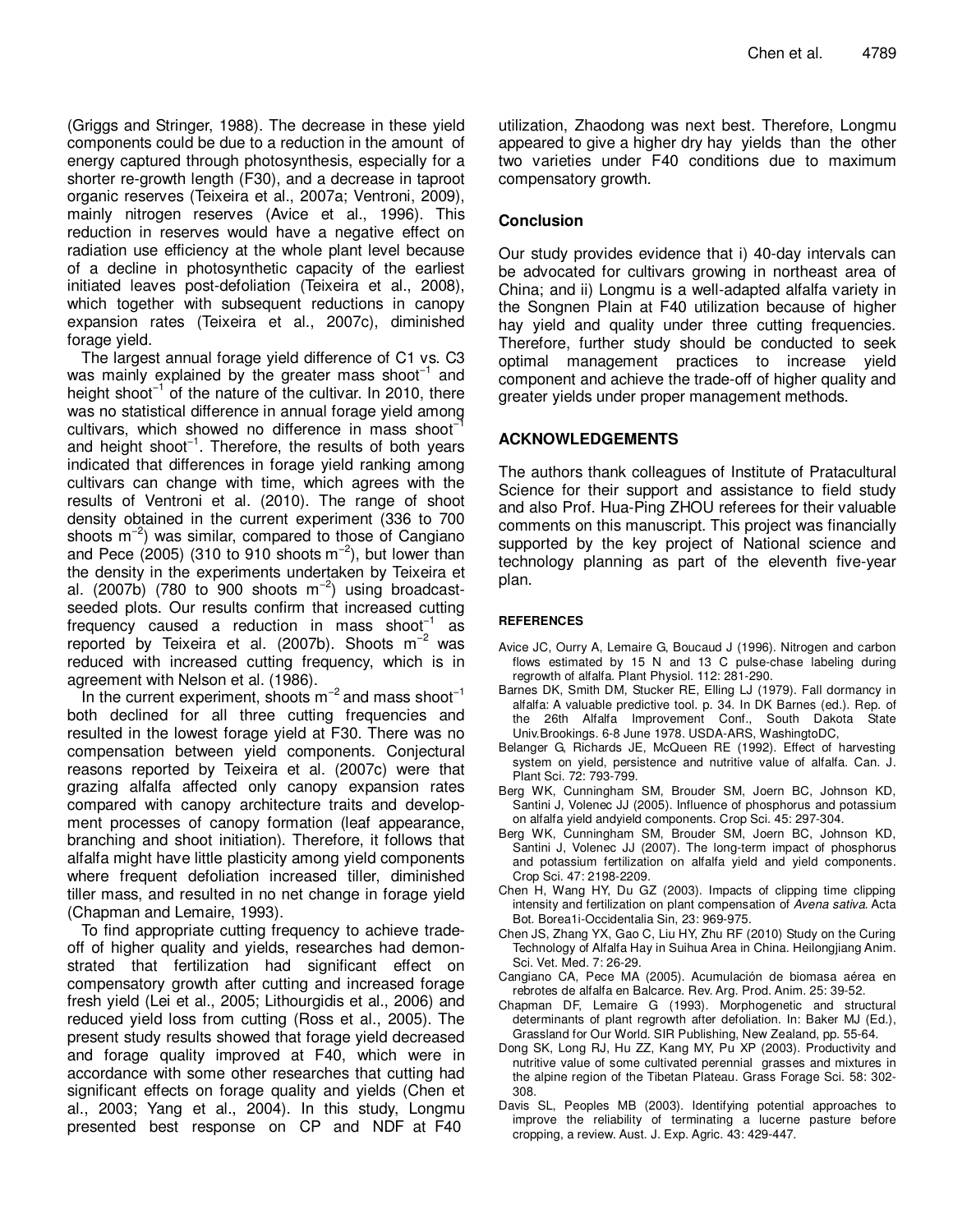(Griggs and Stringer, 1988). The decrease in these yield components could be due to a reduction in the amount of energy captured through photosynthesis, especially for a shorter re-growth length (F30), and a decrease in taproot organic reserves (Teixeira et al., 2007a; Ventroni, 2009), mainly nitrogen reserves (Avice et al., 1996). This reduction in reserves would have a negative effect on radiation use efficiency at the whole plant level because of a decline in photosynthetic capacity of the earliest initiated leaves post-defoliation (Teixeira et al., 2008), which together with subsequent reductions in canopy expansion rates (Teixeira et al., 2007c), diminished forage yield.

The largest annual forage yield difference of C1 vs. C3 was mainly explained by the greater mass shoot$^{-1}$ and height shoot$^{-1}$ of the nature of the cultivar. In 2010, there was no statistical difference in annual forage yield among cultivars, which showed no difference in mass shoot$^{-1}$ and height shoot$^{-1}$. Therefore, the results of both years indicated that differences in forage yield ranking among cultivars can change with time, which agrees with the results of Ventroni et al. (2010). The range of shoot density obtained in the current experiment (336 to 700 shoots m$^{-2}$) was similar, compared to those of Cangiano and Pece (2005) (310 to 910 shoots m$^{-2}$), but lower than the density in the experiments undertaken by Teixeira et al. (2007b) (780 to 900 shoots m$^{-2}$) using broadcast-seeded plots. Our results confirm that increased cutting frequency caused a reduction in mass shoot$^{-1}$ as reported by Teixeira et al. (2007b). Shoots m$^{-2}$ was reduced with increased cutting frequency, which is in agreement with Nelson et al. (1986).

In the current experiment, shoots m$^{-2}$ and mass shoot$^{-1}$ both declined for all three cutting frequencies and resulted in the lowest forage yield at F30. There was no compensation between yield components. Conjectural reasons reported by Teixeira et al. (2007c) were that grazing alfalfa affected only canopy expansion rates compared with canopy architecture traits and development processes of canopy formation (leaf appearance, branching and shoot initiation). Therefore, it follows that alfalfa might have little plasticity among yield components where frequent defoliation increased tiller, diminished tiller mass, and resulted in no net change in forage yield (Chapman and Lemaire, 1993).

To find appropriate cutting frequency to achieve trade-off of higher quality and yields, researches had demonstrated that fertilization had significant effect on compensatory growth after cutting and increased forage fresh yield (Lei et al., 2005; Lithourgidis et al., 2006) and reduced yield loss from cutting (Ross et al., 2005). The present study results showed that forage yield decreased and forage quality improved at F40, which were in accordance with some other researches that cutting had significant effects on forage quality and yields (Chen et al., 2003; Yang et al., 2004). In this study, Longmu presented best response on CP and NDF at F40 utilization, Zhaodong was next best. Therefore, Longmu appeared to give a higher dry hay yields than the other two varieties under F40 conditions due to maximum compensatory growth.

## Conclusion

Our study provides evidence that i) 40-day intervals can be advocated for cultivars growing in northeast area of China; and ii) Longmu is a well-adapted alfalfa variety in the Songnen Plain at F40 utilization because of higher hay yield and quality under three cutting frequencies. Therefore, further study should be conducted to seek optimal management practices to increase yield component and achieve the trade-off of higher quality and greater yields under proper management methods.

## ACKNOWLEDGEMENTS

The authors thank colleagues of Institute of Pratacultural Science for their support and assistance to field study and also Prof. Hua-Ping ZHOU referees for their valuable comments on this manuscript. This project was financially supported by the key project of National science and technology planning as part of the eleventh five-year plan.

## REFERENCES

Avice JC, Ourry A, Lemaire G, Boucaud J (1996). Nitrogen and carbon flows estimated by 15 N and 13 C pulse-chase labeling during regrowth of alfalfa. Plant Physiol. 112: 281-290.

Barnes DK, Smith DM, Stucker RE, Elling LJ (1979). Fall dormancy in alfalfa: A valuable predictive tool. p. 34. In DK Barnes (ed.). Rep. of the 26th Alfalfa Improvement Conf., South Dakota State Univ.Brookings. 6-8 June 1978. USDA-ARS, WashingtoDC,

Belanger G, Richards JE, McQueen RE (1992). Effect of harvesting system on yield, persistence and nutritive value of alfalfa. Can. J. Plant Sci. 72: 793-799.

Berg WK, Cunningham SM, Brouder SM, Joern BC, Johnson KD, Santini J, Volenec JJ (2005). Influence of phosphorus and potassium on alfalfa yield andyield components. Crop Sci. 45: 297-304.

Berg WK, Cunningham SM, Brouder SM, Joern BC, Johnson KD, Santini J, Volenec JJ (2007). The long-term impact of phosphorus and potassium fertilization on alfalfa yield and yield components. Crop Sci. 47: 2198-2209.

Chen H, Wang HY, Du GZ (2003). Impacts of clipping time clipping intensity and fertilization on plant compensation of *Avena sativa*. Acta Bot. Borea1i-Occidentalia Sin, 23: 969-975.

Chen JS, Zhang YX, Gao C, Liu HY, Zhu RF (2010) Study on the Curing Technology of Alfalfa Hay in Suihua Area in China. Heilongjiang Anim. Sci. Vet. Med. 7: 26-29.

Cangiano CA, Pece MA (2005). Acumulación de biomasa aérea en rebrotes de alfalfa en Balcarce. Rev. Arg. Prod. Anim. 25: 39-52.

Chapman DF, Lemaire G (1993). Morphogenetic and structural determinants of plant regrowth after defoliation. In: Baker MJ (Ed.), Grassland for Our World. SIR Publishing, New Zealand, pp. 55-64.

Dong SK, Long RJ, Hu ZZ, Kang MY, Pu XP (2003). Productivity and nutritive value of some cultivated perennial grasses and mixtures in the alpine region of the Tibetan Plateau. Grass Forage Sci. 58: 302-308.

Davis SL, Peoples MB (2003). Identifying potential approaches to improve the reliability of terminating a lucerne pasture before cropping, a review. Aust. J. Exp. Agric. 43: 429-447.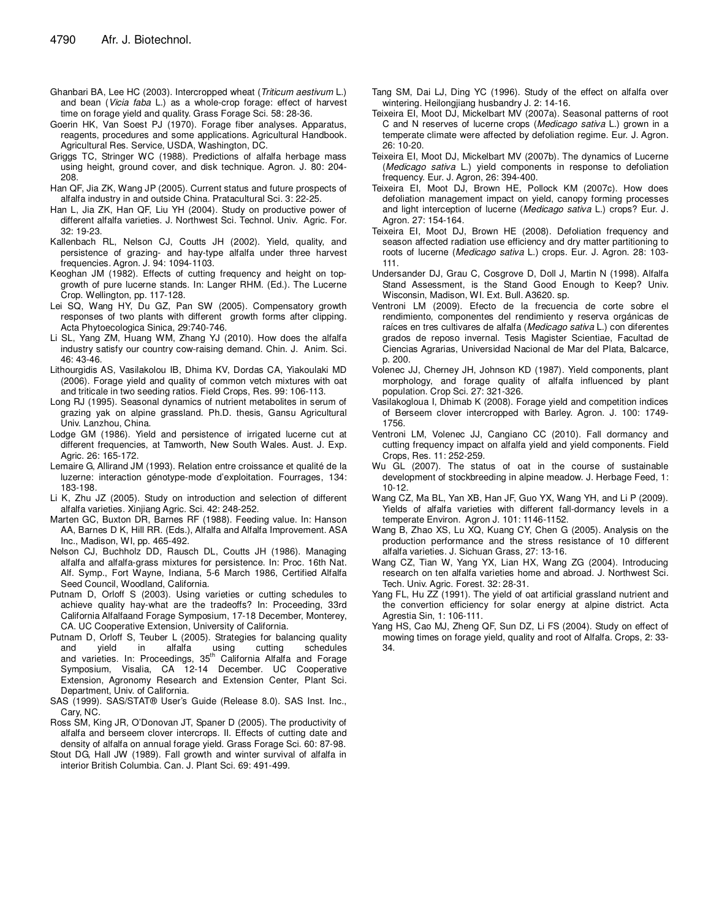Ghanbari BA, Lee HC (2003). Intercropped wheat (*Triticum aestivum* L.) and bean (*Vicia faba* L.) as a whole-crop forage: effect of harvest time on forage yield and quality. Grass Forage Sci. 58: 28-36.

Goerin HK, Van Soest PJ (1970). Forage fiber analyses. Apparatus, reagents, procedures and some applications. Agricultural Handbook. Agricultural Res. Service, USDA, Washington, DC.

Griggs TC, Stringer WC (1988). Predictions of alfalfa herbage mass using height, ground cover, and disk technique. Agron. J. 80: 204-208.

Han QF, Jia ZK, Wang JP (2005). Current status and future prospects of alfalfa industry in and outside China. Pratacultural Sci. 3: 22-25.

Han L, Jia ZK, Han QF, Liu YH (2004). Study on productive power of different alfalfa varieties. J. Northwest Sci. Technol. Univ. Agric. For. 32: 19-23.

Kallenbach RL, Nelson CJ, Coutts JH (2002). Yield, quality, and persistence of grazing- and hay-type alfalfa under three harvest frequencies. Agron. J. 94: 1094-1103.

Keoghan JM (1982). Effects of cutting frequency and height on top-growth of pure lucerne stands. In: Langer RHM. (Ed.). The Lucerne Crop. Wellington, pp. 117-128.

Lei SQ, Wang HY, Du GZ, Pan SW (2005). Compensatory growth responses of two plants with different growth forms after clipping. Acta Phytoecologica Sinica, 29:740-746.

Li SL, Yang ZM, Huang WM, Zhang YJ (2010). How does the alfalfa industry satisfy our country cow-raising demand. Chin. J. Anim. Sci. 46: 43-46.

Lithourgidis AS, Vasilakolou IB, Dhima KV, Dordas CA, Yiakoulaki MD (2006). Forage yield and quality of common vetch mixtures with oat and triticale in two seeding ratios. Field Crops, Res. 99: 106-113.

Long RJ (1995). Seasonal dynamics of nutrient metabolites in serum of grazing yak on alpine grassland. Ph.D. thesis, Gansu Agricultural Univ. Lanzhou, China.

Lodge GM (1986). Yield and persistence of irrigated lucerne cut at different frequencies, at Tamworth, New South Wales. Aust. J. Exp. Agric. 26: 165-172.

Lemaire G, Allirand JM (1993). Relation entre croissance et qualité de la luzerne: interaction génotype-mode d'exploitation. Fourrages, 134: 183-198.

Li K, Zhu JZ (2005). Study on introduction and selection of different alfalfa varieties. Xinjiang Agric. Sci. 42: 248-252.

Marten GC, Buxton DR, Barnes RF (1988). Feeding value. In: Hanson AA, Barnes D K, Hill RR. (Eds.), Alfalfa and Alfalfa Improvement. ASA Inc., Madison, WI, pp. 465-492.

Nelson CJ, Buchholz DD, Rausch DL, Coutts JH (1986). Managing alfalfa and alfalfa-grass mixtures for persistence. In: Proc. 16th Nat. Alf. Symp., Fort Wayne, Indiana, 5-6 March 1986, Certified Alfalfa Seed Council, Woodland, California.

Putnam D, Orloff S (2003). Using varieties or cutting schedules to achieve quality hay-what are the tradeoffs? In: Proceeding, 33rd California Alfalfaand Forage Symposium, 17-18 December, Monterey, CA. UC Cooperative Extension, University of California.

Putnam D, Orloff S, Teuber L (2005). Strategies for balancing quality and yield in alfalfa using cutting schedules and varieties. In: Proceedings, 35th California Alfalfa and Forage Symposium, Visalia, CA 12-14 December. UC Cooperative Extension, Agronomy Research and Extension Center, Plant Sci. Department, Univ. of California.

SAS (1999). SAS/STAT® User's Guide (Release 8.0). SAS Inst. Inc., Cary, NC.

Ross SM, King JR, O'Donovan JT, Spaner D (2005). The productivity of alfalfa and berseem clover intercrops. II. Effects of cutting date and density of alfalfa on annual forage yield. Grass Forage Sci. 60: 87-98.

Stout DG, Hall JW (1989). Fall growth and winter survival of alfalfa in interior British Columbia. Can. J. Plant Sci. 69: 491-499.

Tang SM, Dai LJ, Ding YC (1996). Study of the effect on alfalfa over wintering. Heilongjiang husbandry J. 2: 14-16.

Teixeira EI, Moot DJ, Mickelbart MV (2007a). Seasonal patterns of root C and N reserves of lucerne crops (*Medicago sativa* L.) grown in a temperate climate were affected by defoliation regime. Eur. J. Agron. 26: 10-20.

Teixeira EI, Moot DJ, Mickelbart MV (2007b). The dynamics of Lucerne (*Medicago sativa* L.) yield components in response to defoliation frequency. Eur. J. Agron, 26: 394-400.

Teixeira EI, Moot DJ, Brown HE, Pollock KM (2007c). How does defoliation management impact on yield, canopy forming processes and light interception of lucerne (*Medicago sativa* L.) crops? Eur. J. Agron. 27: 154-164.

Teixeira EI, Moot DJ, Brown HE (2008). Defoliation frequency and season affected radiation use efficiency and dry matter partitioning to roots of lucerne (*Medicago sativa* L.) crops. Eur. J. Agron. 28: 103-111.

Undersander DJ, Grau C, Cosgrove D, Doll J, Martin N (1998). Alfalfa Stand Assessment, is the Stand Good Enough to Keep? Univ. Wisconsin, Madison, WI. Ext. Bull. A3620. sp.

Ventroni LM (2009). Efecto de la frecuencia de corte sobre el rendimiento, componentes del rendimiento y reserva orgánicas de raíces en tres cultivares de alfalfa (*Medicago sativa* L.) con diferentes grados de reposo invernal. Tesis Magister Scientiae, Facultad de Ciencias Agrarias, Universidad Nacional de Mar del Plata, Balcarce, p. 200.

Volenec JJ, Cherney JH, Johnson KD (1987). Yield components, plant morphology, and forage quality of alfalfa influenced by plant population. Crop Sci. 27: 321-326.

Vasilakogloua I, Dhimab K (2008). Forage yield and competition indices of Berseem clover intercropped with Barley. Agron. J. 100: 1749-1756.

Ventroni LM, Volenec JJ, Cangiano CC (2010). Fall dormancy and cutting frequency impact on alfalfa yield and yield components. Field Crops, Res. 11: 252-259.

Wu GL (2007). The status of oat in the course of sustainable development of stockbreeding in alpine meadow. J. Herbage Feed, 1: 10-12.

Wang CZ, Ma BL, Yan XB, Han JF, Guo YX, Wang YH, and Li P (2009). Yields of alfalfa varieties with different fall-dormancy levels in a temperate Environ. Agron J. 101: 1146-1152.

Wang B, Zhao XS, Lu XQ, Kuang CY, Chen G (2005). Analysis on the production performance and the stress resistance of 10 different alfalfa varieties. J. Sichuan Grass, 27: 13-16.

Wang CZ, Tian W, Yang YX, Lian HX, Wang ZG (2004). Introducing research on ten alfalfa varieties home and abroad. J. Northwest Sci. Tech. Univ. Agric. Forest. 32: 28-31.

Yang FL, Hu ZZ (1991). The yield of oat artificial grassland nutrient and the convertion efficiency for solar energy at alpine district. Acta Agrestia Sin, 1: 106-111.

Yang HS, Cao MJ, Zheng QF, Sun DZ, Li FS (2004). Study on effect of mowing times on forage yield, quality and root of Alfalfa. Crops, 2: 33-34.